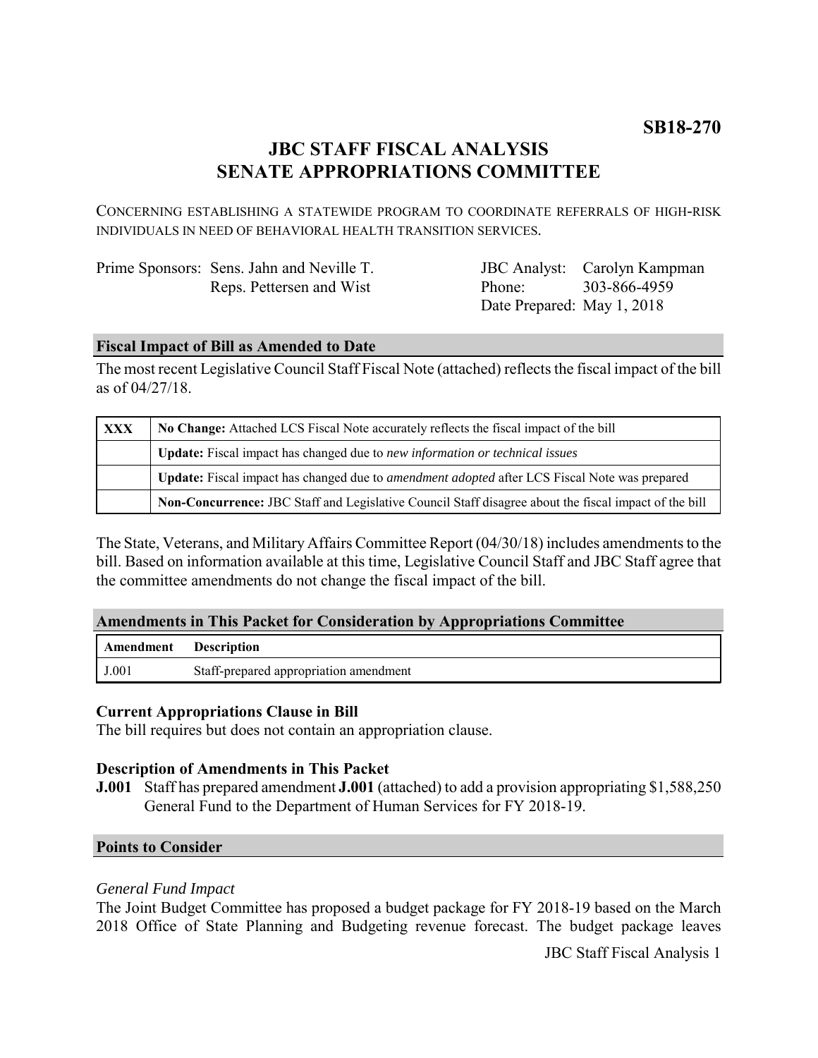**SB18-270**

# JBC STAFF FISCAL ANALYSIS
# SENATE APPROPRIATIONS COMMITTEE

CONCERNING ESTABLISHING A STATEWIDE PROGRAM TO COORDINATE REFERRALS OF HIGH-RISK INDIVIDUALS IN NEED OF BEHAVIORAL HEALTH TRANSITION SERVICES.

| | | | |
|---|---|---|---|
| Prime Sponsors: | Sens. Jahn and Neville T. | JBC Analyst: | Carolyn Kampman |
| | Reps. Pettersen and Wist | Phone: | 303-866-4959 |
| | | Date Prepared: | May 1, 2018 |

## Fiscal Impact of Bill as Amended to Date

The most recent Legislative Council Staff Fiscal Note (attached) reflects the fiscal impact of the bill as of 04/27/18.

| | |
|---|---|
| XXX | **No Change:** Attached LCS Fiscal Note accurately reflects the fiscal impact of the bill |
| | **Update:** Fiscal impact has changed due to *new information or technical issues* |
| | **Update:** Fiscal impact has changed due to *amendment adopted* after LCS Fiscal Note was prepared |
| | **Non-Concurrence:** JBC Staff and Legislative Council Staff disagree about the fiscal impact of the bill |

The State, Veterans, and Military Affairs Committee Report (04/30/18) includes amendments to the bill. Based on information available at this time, Legislative Council Staff and JBC Staff agree that the committee amendments do not change the fiscal impact of the bill.

## Amendments in This Packet for Consideration by Appropriations Committee

| Amendment | Description |
|---|---|
| J.001 | Staff-prepared appropriation amendment |

### Current Appropriations Clause in Bill

The bill requires but does not contain an appropriation clause.

### Description of Amendments in This Packet

**J.001** Staff has prepared amendment **J.001** (attached) to add a provision appropriating $1,588,250 General Fund to the Department of Human Services for FY 2018-19.

## Points to Consider

*General Fund Impact*

The Joint Budget Committee has proposed a budget package for FY 2018-19 based on the March 2018 Office of State Planning and Budgeting revenue forecast. The budget package leaves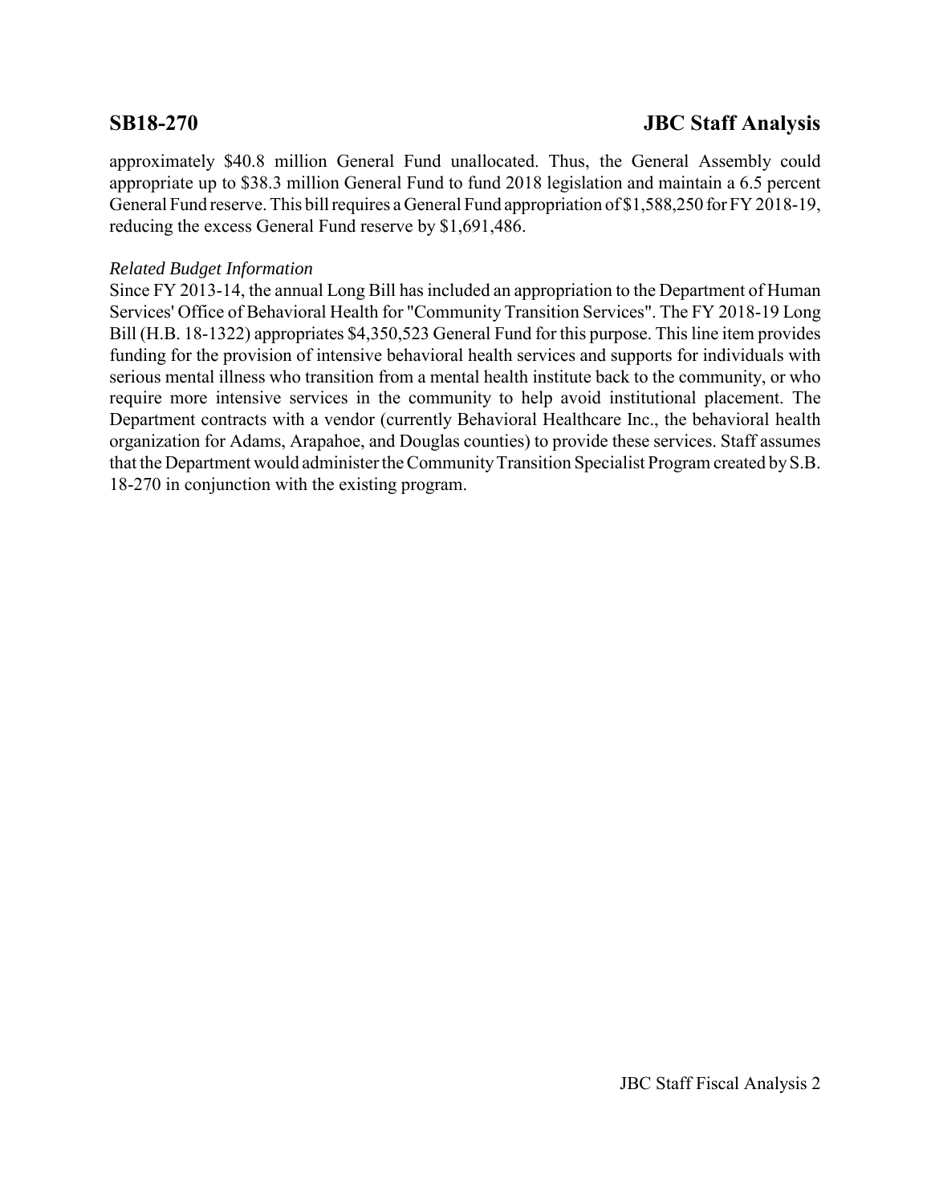approximately \$40.8 million General Fund unallocated. Thus, the General Assembly could appropriate up to \$38.3 million General Fund to fund 2018 legislation and maintain a 6.5 percent General Fund reserve. This bill requires a General Fund appropriation of \$1,588,250 for FY 2018-19, reducing the excess General Fund reserve by \$1,691,486.

*Related Budget Information*

Since FY 2013-14, the annual Long Bill has included an appropriation to the Department of Human Services' Office of Behavioral Health for "Community Transition Services". The FY 2018-19 Long Bill (H.B. 18-1322) appropriates \$4,350,523 General Fund for this purpose. This line item provides funding for the provision of intensive behavioral health services and supports for individuals with serious mental illness who transition from a mental health institute back to the community, or who require more intensive services in the community to help avoid institutional placement. The Department contracts with a vendor (currently Behavioral Healthcare Inc., the behavioral health organization for Adams, Arapahoe, and Douglas counties) to provide these services. Staff assumes that the Department would administer the Community Transition Specialist Program created by S.B. 18-270 in conjunction with the existing program.